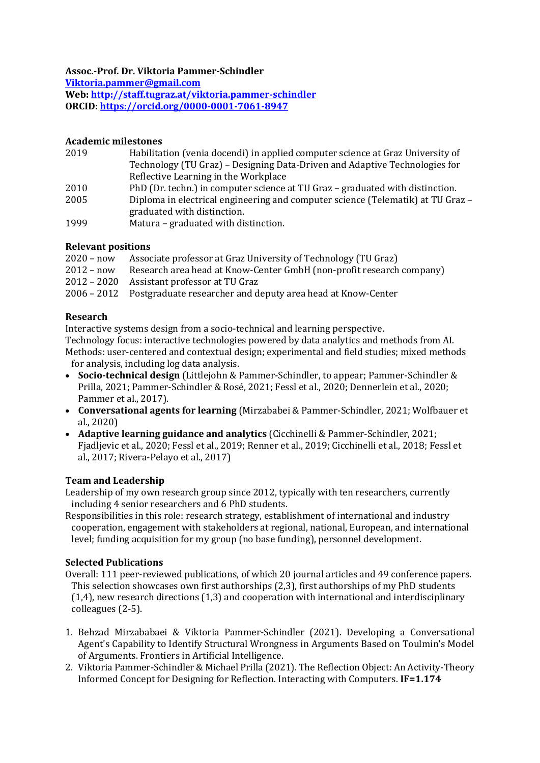**Assoc.-Prof. Dr. Viktoria Pammer-Schindler**
[Viktoria.pammer@gmail.com](mailto:Viktoria.pammer@gmail.com)
**Web:** [http://staff.tugraz.at/viktoria.pammer-schindler](http://staff.tugraz.at/viktoria.pammer-schindler)
**ORCID:** [https://orcid.org/0000-0001-7061-8947](https://orcid.org/0000-0001-7061-8947)

### Academic milestones

| | |
|---|---|
| 2019 | Habilitation (venia docendi) in applied computer science at Graz University of Technology (TU Graz) – Designing Data-Driven and Adaptive Technologies for Reflective Learning in the Workplace |
| 2010 | PhD (Dr. techn.) in computer science at TU Graz – graduated with distinction. |
| 2005 | Diploma in electrical engineering and computer science (Telematik) at TU Graz – graduated with distinction. |
| 1999 | Matura – graduated with distinction. |

### Relevant positions

| | |
|---|---|
| 2020 – now | Associate professor at Graz University of Technology (TU Graz) |
| 2012 – now | Research area head at Know-Center GmbH (non-profit research company) |
| 2012 – 2020 | Assistant professor at TU Graz |
| 2006 – 2012 | Postgraduate researcher and deputy area head at Know-Center |

### Research

Interactive systems design from a socio-technical and learning perspective.
Technology focus: interactive technologies powered by data analytics and methods from AI.
Methods: user-centered and contextual design; experimental and field studies; mixed methods for analysis, including log data analysis.

- **Socio-technical design** (Littlejohn & Pammer-Schindler, to appear; Pammer-Schindler & Prilla, 2021; Pammer-Schindler & Rosé, 2021; Fessl et al., 2020; Dennerlein et al., 2020; Pammer et al., 2017).
- **Conversational agents for learning** (Mirzababei & Pammer-Schindler, 2021; Wolfbauer et al., 2020)
- **Adaptive learning guidance and analytics** (Cicchinelli & Pammer-Schindler, 2021; Fjadljevic et al., 2020; Fessl et al., 2019; Renner et al., 2019; Cicchinelli et al., 2018; Fessl et al., 2017; Rivera-Pelayo et al., 2017)

### Team and Leadership

Leadership of my own research group since 2012, typically with ten researchers, currently including 4 senior researchers and 6 PhD students.
Responsibilities in this role: research strategy, establishment of international and industry cooperation, engagement with stakeholders at regional, national, European, and international level; funding acquisition for my group (no base funding), personnel development.

### Selected Publications

Overall: 111 peer-reviewed publications, of which 20 journal articles and 49 conference papers. This selection showcases own first authorships (2,3), first authorships of my PhD students (1,4), new research directions (1,3) and cooperation with international and interdisciplinary colleagues (2-5).

1. Behzad Mirzababaei & Viktoria Pammer-Schindler (2021). Developing a Conversational Agent's Capability to Identify Structural Wrongness in Arguments Based on Toulmin's Model of Arguments. Frontiers in Artificial Intelligence.
2. Viktoria Pammer-Schindler & Michael Prilla (2021). The Reflection Object: An Activity-Theory Informed Concept for Designing for Reflection. Interacting with Computers. **IF=1.174**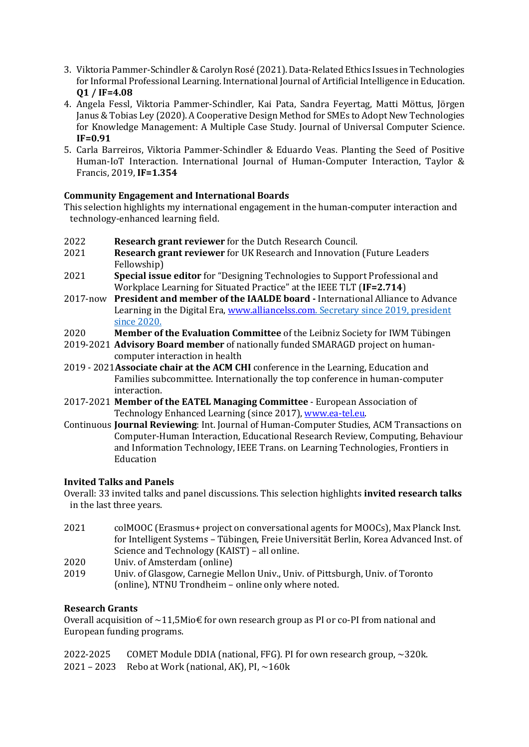3. Viktoria Pammer-Schindler & Carolyn Rosé (2021). Data-Related Ethics Issues in Technologies for Informal Professional Learning. International Journal of Artificial Intelligence in Education. **Q1 / IF=4.08**
4. Angela Fessl, Viktoria Pammer-Schindler, Kai Pata, Sandra Feyertag, Matti Möttus, Jörgen Janus & Tobias Ley (2020). A Cooperative Design Method for SMEs to Adopt New Technologies for Knowledge Management: A Multiple Case Study. Journal of Universal Computer Science. **IF=0.91**
5. Carla Barreiros, Viktoria Pammer-Schindler & Eduardo Veas. Planting the Seed of Positive Human-IoT Interaction. International Journal of Human-Computer Interaction, Taylor & Francis, 2019, **IF=1.354**

### Community Engagement and International Boards

This selection highlights my international engagement in the human-computer interaction and technology-enhanced learning field.

| | |
|---|---|
| 2022 | **Research grant reviewer** for the Dutch Research Council. |
| 2021 | **Research grant reviewer** for UK Research and Innovation (Future Leaders Fellowship) |
| 2021 | **Special issue editor** for "Designing Technologies to Support Professional and Workplace Learning for Situated Practice" at the IEEE TLT (**IF=2.714**) |
| 2017-now | **President and member of the IAALDE board -** International Alliance to Advance Learning in the Digital Era, www.alliancelss.com. Secretary since 2019, president since 2020. |
| 2020 | **Member of the Evaluation Committee** of the Leibniz Society for IWM Tübingen |
| 2019-2021 | **Advisory Board member** of nationally funded SMARAGD project on human-computer interaction in health |
| 2019 - 2021 | **Associate chair at the ACM CHI** conference in the Learning, Education and Families subcommittee. Internationally the top conference in human-computer interaction. |
| 2017-2021 | **Member of the EATEL Managing Committee** - European Association of Technology Enhanced Learning (since 2017), www.ea-tel.eu. |
| Continuous | **Journal Reviewing**: Int. Journal of Human-Computer Studies, ACM Transactions on Computer-Human Interaction, Educational Research Review, Computing, Behaviour and Information Technology, IEEE Trans. on Learning Technologies, Frontiers in Education |

### Invited Talks and Panels

Overall: 33 invited talks and panel discussions. This selection highlights **invited research talks** in the last three years.

| | |
|---|---|
| 2021 | colMOOC (Erasmus+ project on conversational agents for MOOCs), Max Planck Inst. for Intelligent Systems – Tübingen, Freie Universität Berlin, Korea Advanced Inst. of Science and Technology (KAIST) – all online. |
| 2020 | Univ. of Amsterdam (online) |
| 2019 | Univ. of Glasgow, Carnegie Mellon Univ., Univ. of Pittsburgh, Univ. of Toronto (online), NTNU Trondheim – online only where noted. |

### Research Grants

Overall acquisition of ~11,5Mio€ for own research group as PI or co-PI from national and European funding programs.

| | |
|---|---|
| 2022-2025 | COMET Module DDIA (national, FFG). PI for own research group, ~320k. |
| 2021 – 2023 | Rebo at Work (national, AK), PI, ~160k |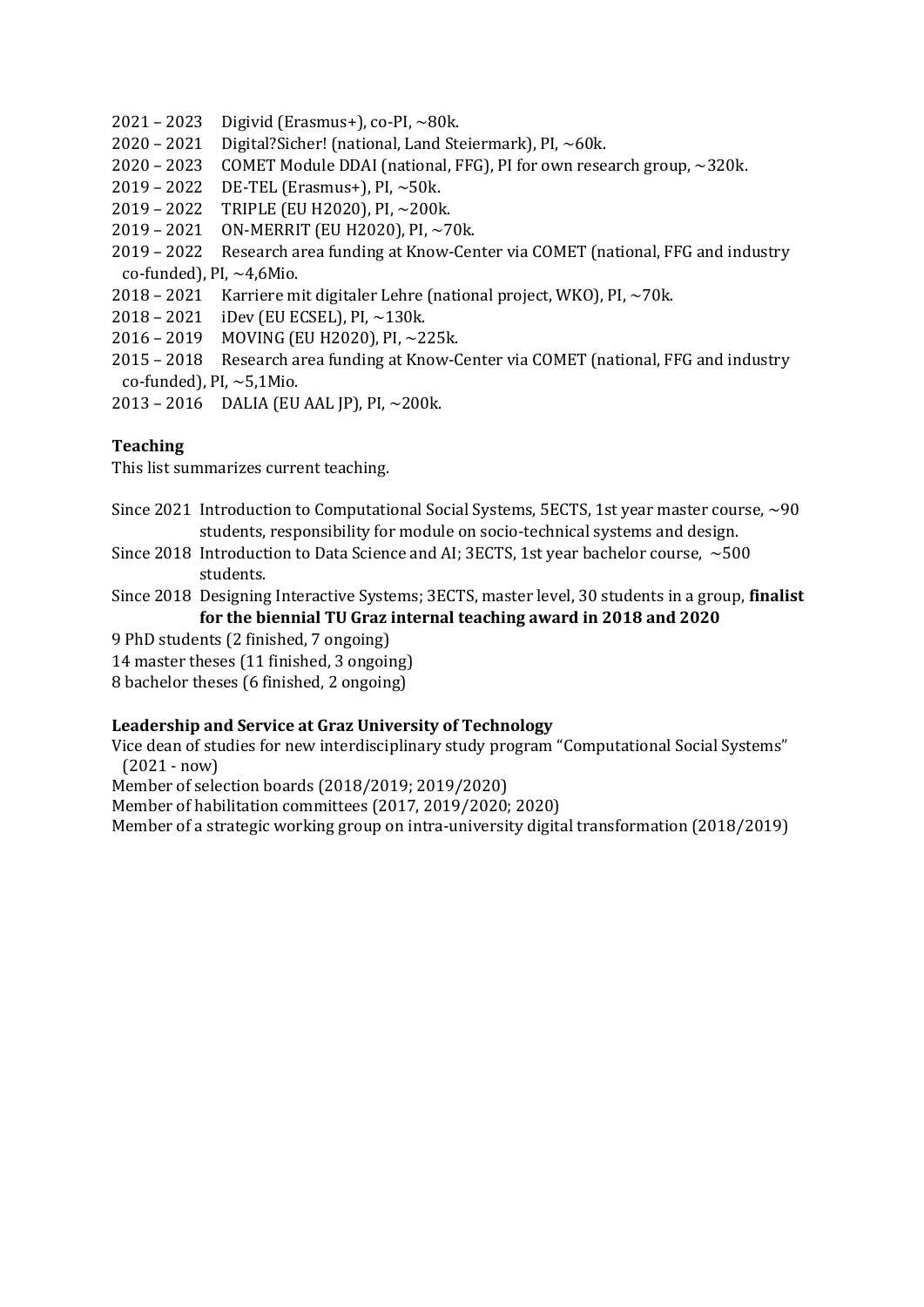2021 – 2023 Digivid (Erasmus+), co-PI, ~80k.
2020 – 2021 Digital?Sicher! (national, Land Steiermark), PI, ~60k.
2020 – 2023 COMET Module DDAI (national, FFG), PI for own research group, ~320k.
2019 – 2022 DE-TEL (Erasmus+), PI, ~50k.
2019 – 2022 TRIPLE (EU H2020), PI, ~200k.
2019 – 2021 ON-MERRIT (EU H2020), PI, ~70k.
2019 – 2022 Research area funding at Know-Center via COMET (national, FFG and industry co-funded), PI, ~4,6Mio.
2018 – 2021 Karriere mit digitaler Lehre (national project, WKO), PI, ~70k.
2018 – 2021 iDev (EU ECSEL), PI, ~130k.
2016 – 2019 MOVING (EU H2020), PI, ~225k.
2015 – 2018 Research area funding at Know-Center via COMET (national, FFG and industry co-funded), PI, ~5,1Mio.
2013 – 2016 DALIA (EU AAL JP), PI, ~200k.

**Teaching**

This list summarizes current teaching.

Since 2021 Introduction to Computational Social Systems, 5ECTS, 1st year master course, ~90 students, responsibility for module on socio-technical systems and design.
Since 2018 Introduction to Data Science and AI; 3ECTS, 1st year bachelor course, ~500 students.
Since 2018 Designing Interactive Systems; 3ECTS, master level, 30 students in a group, **finalist for the biennial TU Graz internal teaching award in 2018 and 2020**

9 PhD students (2 finished, 7 ongoing)
14 master theses (11 finished, 3 ongoing)
8 bachelor theses (6 finished, 2 ongoing)

**Leadership and Service at Graz University of Technology**

Vice dean of studies for new interdisciplinary study program "Computational Social Systems" (2021 - now)
Member of selection boards (2018/2019; 2019/2020)
Member of habilitation committees (2017, 2019/2020; 2020)
Member of a strategic working group on intra-university digital transformation (2018/2019)